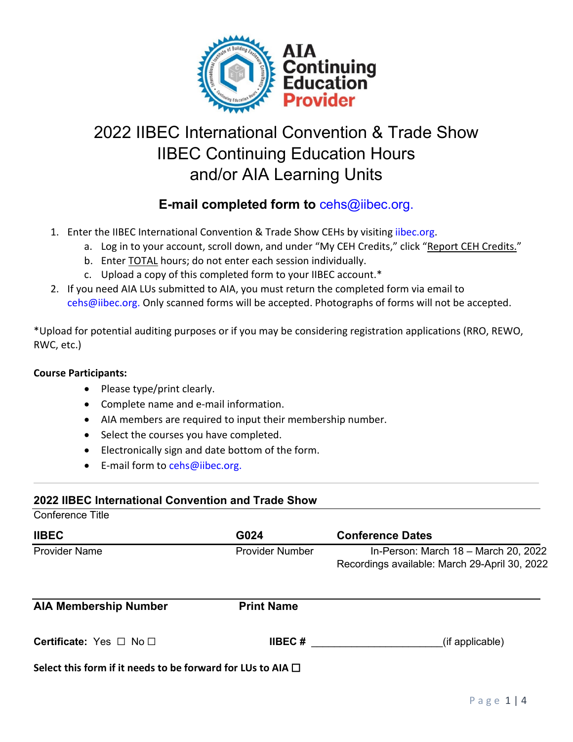# 2022 IIBEC International Convention & Trade Show IIBEC Continuing Education Hours and/or AIA Learning Units

## E-mail completed form to cehs@iibec.org.

1. Enter the IIBEC International Convention & Trade Show CEHs by visiting iibec.org.
   a. Log in to your account, scroll down, and under "My CEH Credits," click "Report CEH Credits."
   b. Enter TOTAL hours; do not enter each session individually.
   c. Upload a copy of this completed form to your IIBEC account.*
2. If you need AIA LUs submitted to AIA, you must return the completed form via email to cehs@iibec.org. Only scanned forms will be accepted. Photographs of forms will not be accepted.

*Upload for potential auditing purposes or if you may be considering registration applications (RRO, REWO, RWC, etc.)

**Course Participants:**

- Please type/print clearly.
- Complete name and e-mail information.
- AIA members are required to input their membership number.
- Select the courses you have completed.
- Electronically sign and date bottom of the form.
- E-mail form to cehs@iibec.org.

---

**2022 IIBEC International Convention and Trade Show**
Conference Title

| **IIBEC** | **G024** | **Conference Dates** |
|---|---|---|
| Provider Name | Provider Number | In-Person: March 18 – March 20, 2022<br>Recordings available: March 29-April 30, 2022 |

**AIA Membership Number** **Print Name**

**Certificate:** Yes ☐ No ☐ **IIBEC #** ______________________(if applicable)

**Select this form if it needs to be forward for LUs to AIA ☐**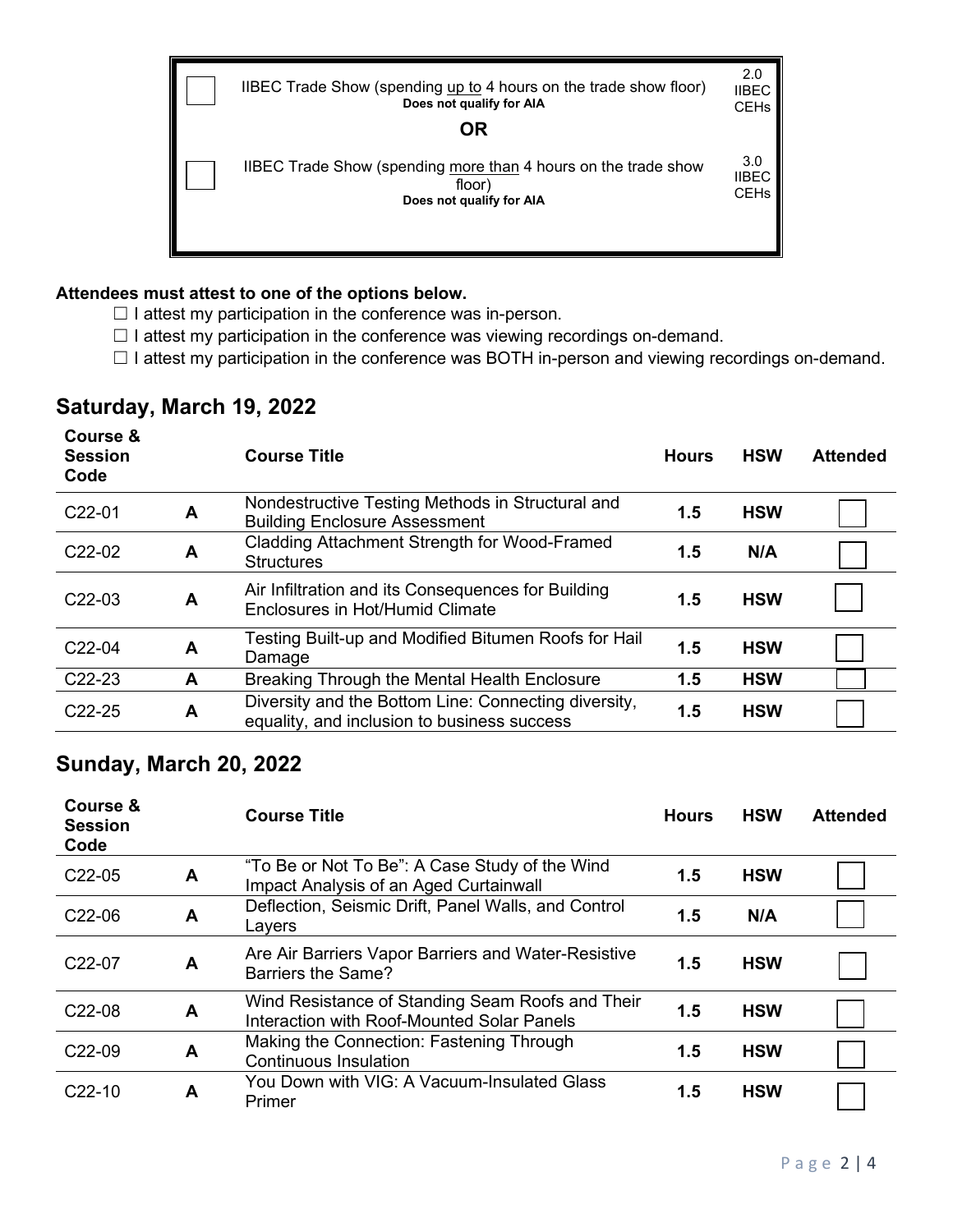| | | |
|---|---|---|
| ☐ | IIBEC Trade Show (spending up to 4 hours on the trade show floor)<br>**Does not qualify for AIA** | 2.0 IIBEC CEHs |
| | **OR** | |
| ☐ | IIBEC Trade Show (spending more than 4 hours on the trade show floor)<br>**Does not qualify for AIA** | 3.0 IIBEC CEHs |

**Attendees must attest to one of the options below.**

- ☐ I attest my participation in the conference was in-person.
- ☐ I attest my participation in the conference was viewing recordings on-demand.
- ☐ I attest my participation in the conference was BOTH in-person and viewing recordings on-demand.

## Saturday, March 19, 2022

| Course & Session Code | | Course Title | Hours | HSW | Attended |
|---|---|---|---|---|---|
| C22-01 | A | Nondestructive Testing Methods in Structural and Building Enclosure Assessment | 1.5 | HSW | ☐ |
| C22-02 | A | Cladding Attachment Strength for Wood-Framed Structures | 1.5 | N/A | ☐ |
| C22-03 | A | Air Infiltration and its Consequences for Building Enclosures in Hot/Humid Climate | 1.5 | HSW | ☐ |
| C22-04 | A | Testing Built-up and Modified Bitumen Roofs for Hail Damage | 1.5 | HSW | ☐ |
| C22-23 | A | Breaking Through the Mental Health Enclosure | 1.5 | HSW | ☐ |
| C22-25 | A | Diversity and the Bottom Line: Connecting diversity, equality, and inclusion to business success | 1.5 | HSW | ☐ |

## Sunday, March 20, 2022

| Course & Session Code | | Course Title | Hours | HSW | Attended |
|---|---|---|---|---|---|
| C22-05 | A | "To Be or Not To Be": A Case Study of the Wind Impact Analysis of an Aged Curtainwall | 1.5 | HSW | ☐ |
| C22-06 | A | Deflection, Seismic Drift, Panel Walls, and Control Layers | 1.5 | N/A | ☐ |
| C22-07 | A | Are Air Barriers Vapor Barriers and Water-Resistive Barriers the Same? | 1.5 | HSW | ☐ |
| C22-08 | A | Wind Resistance of Standing Seam Roofs and Their Interaction with Roof-Mounted Solar Panels | 1.5 | HSW | ☐ |
| C22-09 | A | Making the Connection: Fastening Through Continuous Insulation | 1.5 | HSW | ☐ |
| C22-10 | A | You Down with VIG: A Vacuum-Insulated Glass Primer | 1.5 | HSW | ☐ |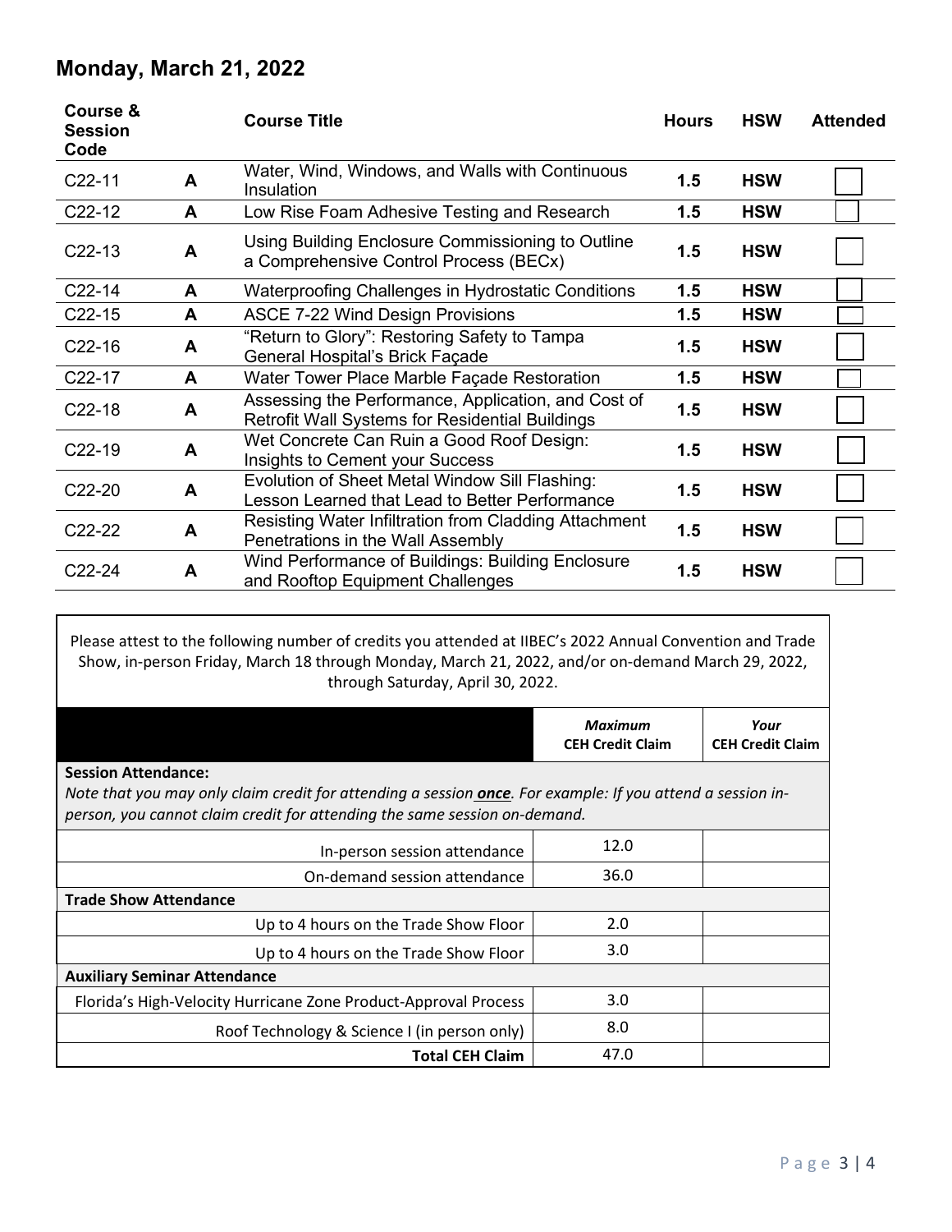## Monday, March 21, 2022

| Course & Session Code | | Course Title | Hours | HSW | Attended |
|---|---|---|---|---|---|
| C22-11 | A | Water, Wind, Windows, and Walls with Continuous Insulation | 1.5 | HSW | |
| C22-12 | A | Low Rise Foam Adhesive Testing and Research | 1.5 | HSW | |
| C22-13 | A | Using Building Enclosure Commissioning to Outline a Comprehensive Control Process (BECx) | 1.5 | HSW | |
| C22-14 | A | Waterproofing Challenges in Hydrostatic Conditions | 1.5 | HSW | |
| C22-15 | A | ASCE 7-22 Wind Design Provisions | 1.5 | HSW | |
| C22-16 | A | "Return to Glory": Restoring Safety to Tampa General Hospital's Brick Façade | 1.5 | HSW | |
| C22-17 | A | Water Tower Place Marble Façade Restoration | 1.5 | HSW | |
| C22-18 | A | Assessing the Performance, Application, and Cost of Retrofit Wall Systems for Residential Buildings | 1.5 | HSW | |
| C22-19 | A | Wet Concrete Can Ruin a Good Roof Design: Insights to Cement your Success | 1.5 | HSW | |
| C22-20 | A | Evolution of Sheet Metal Window Sill Flashing: Lesson Learned that Lead to Better Performance | 1.5 | HSW | |
| C22-22 | A | Resisting Water Infiltration from Cladding Attachment Penetrations in the Wall Assembly | 1.5 | HSW | |
| C22-24 | A | Wind Performance of Buildings: Building Enclosure and Rooftop Equipment Challenges | 1.5 | HSW | |

Please attest to the following number of credits you attended at IIBEC's 2022 Annual Convention and Trade Show, in-person Friday, March 18 through Monday, March 21, 2022, and/or on-demand March 29, 2022, through Saturday, April 30, 2022.

| | ***Maximum* CEH Credit Claim** | ***Your* CEH Credit Claim** |
|---|---|---|
| **Session Attendance:** *Note that you may only claim credit for attending a session **once**. For example: If you attend a session in-person, you cannot claim credit for attending the same session on-demand.* | | |
| In-person session attendance | 12.0 | |
| On-demand session attendance | 36.0 | |
| **Trade Show Attendance** | | |
| Up to 4 hours on the Trade Show Floor | 2.0 | |
| Up to 4 hours on the Trade Show Floor | 3.0 | |
| **Auxiliary Seminar Attendance** | | |
| Florida's High-Velocity Hurricane Zone Product-Approval Process | 3.0 | |
| Roof Technology & Science I (in person only) | 8.0 | |
| **Total CEH Claim** | 47.0 | |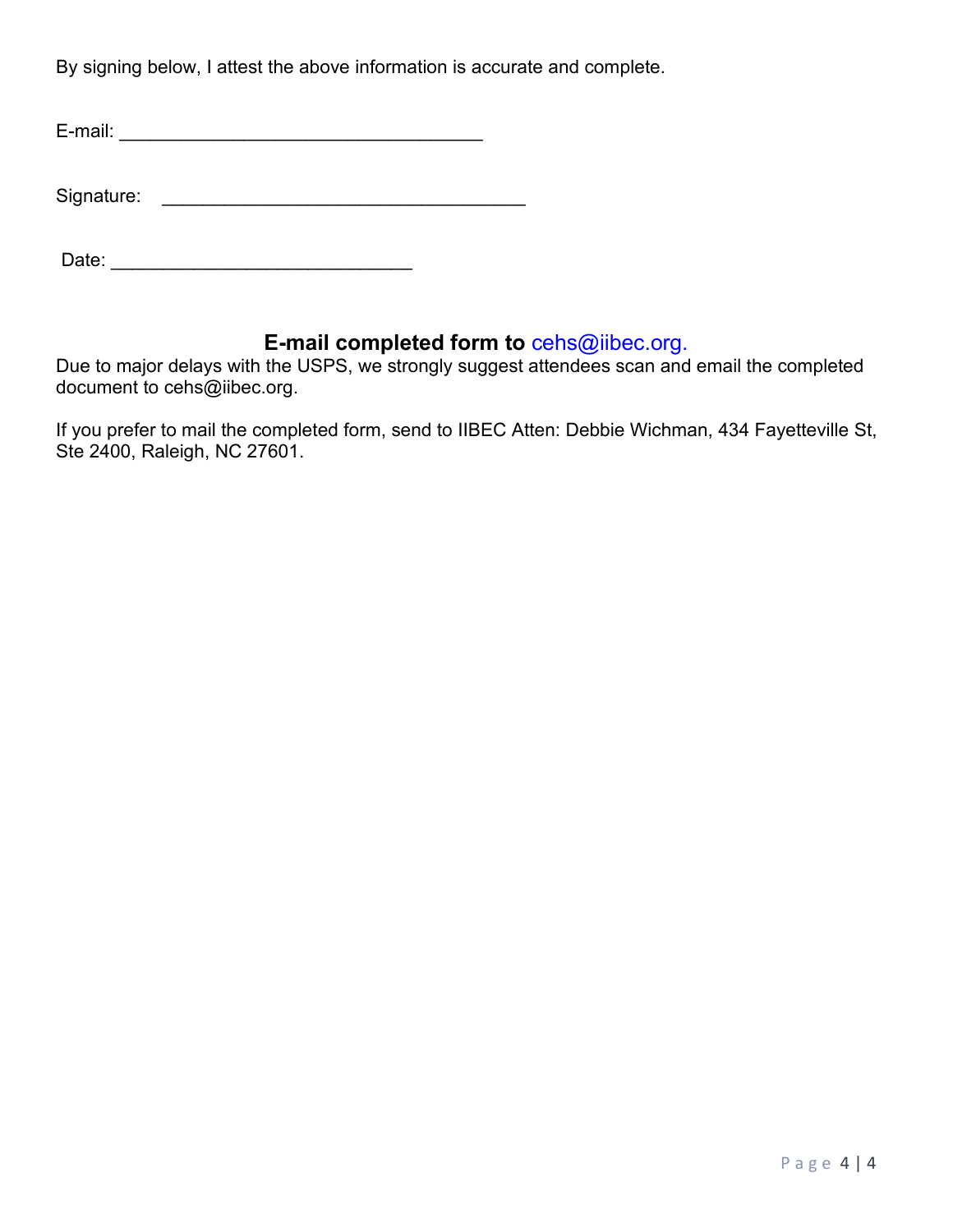By signing below, I attest the above information is accurate and complete.

E-mail: ___________________________________

Signature: ___________________________________

Date: _____________________________

**E-mail completed form to** cehs@iibec.org.

Due to major delays with the USPS, we strongly suggest attendees scan and email the completed document to cehs@iibec.org.

If you prefer to mail the completed form, send to IIBEC Atten: Debbie Wichman, 434 Fayetteville St, Ste 2400, Raleigh, NC 27601.